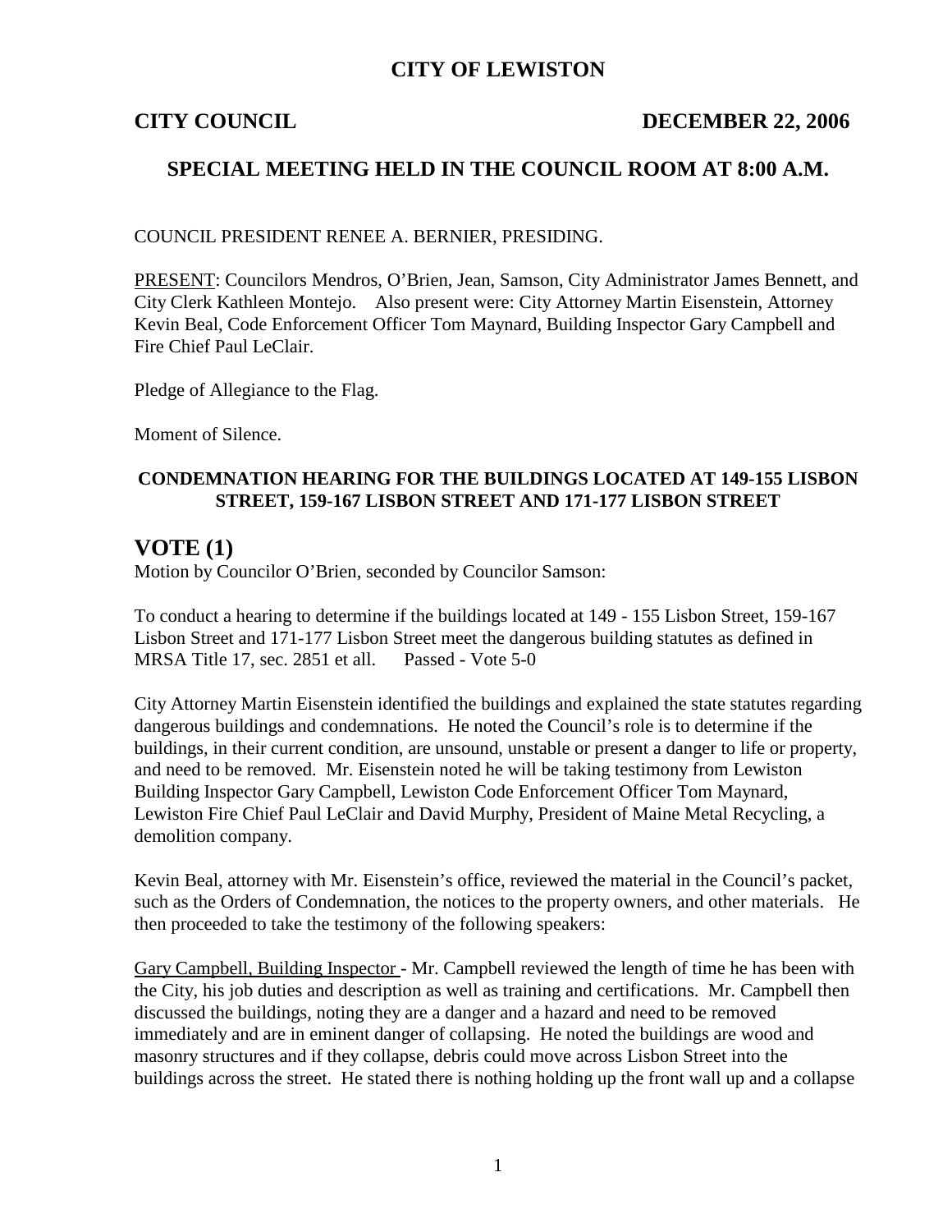# CITY OF LEWISTON

**CITY COUNCIL** **DECEMBER 22, 2006**

## SPECIAL MEETING HELD IN THE COUNCIL ROOM AT 8:00 A.M.

COUNCIL PRESIDENT RENEE A. BERNIER, PRESIDING.

PRESENT: Councilors Mendros, O'Brien, Jean, Samson, City Administrator James Bennett, and City Clerk Kathleen Montejo. Also present were: City Attorney Martin Eisenstein, Attorney Kevin Beal, Code Enforcement Officer Tom Maynard, Building Inspector Gary Campbell and Fire Chief Paul LeClair.

Pledge of Allegiance to the Flag.

Moment of Silence.

### CONDEMNATION HEARING FOR THE BUILDINGS LOCATED AT 149-155 LISBON STREET, 159-167 LISBON STREET AND 171-177 LISBON STREET

## VOTE (1)

Motion by Councilor O'Brien, seconded by Councilor Samson:

To conduct a hearing to determine if the buildings located at 149 - 155 Lisbon Street, 159-167 Lisbon Street and 171-177 Lisbon Street meet the dangerous building statutes as defined in MRSA Title 17, sec. 2851 et all. Passed - Vote 5-0

City Attorney Martin Eisenstein identified the buildings and explained the state statutes regarding dangerous buildings and condemnations. He noted the Council's role is to determine if the buildings, in their current condition, are unsound, unstable or present a danger to life or property, and need to be removed. Mr. Eisenstein noted he will be taking testimony from Lewiston Building Inspector Gary Campbell, Lewiston Code Enforcement Officer Tom Maynard, Lewiston Fire Chief Paul LeClair and David Murphy, President of Maine Metal Recycling, a demolition company.

Kevin Beal, attorney with Mr. Eisenstein's office, reviewed the material in the Council's packet, such as the Orders of Condemnation, the notices to the property owners, and other materials. He then proceeded to take the testimony of the following speakers:

Gary Campbell, Building Inspector - Mr. Campbell reviewed the length of time he has been with the City, his job duties and description as well as training and certifications. Mr. Campbell then discussed the buildings, noting they are a danger and a hazard and need to be removed immediately and are in eminent danger of collapsing. He noted the buildings are wood and masonry structures and if they collapse, debris could move across Lisbon Street into the buildings across the street. He stated there is nothing holding up the front wall up and a collapse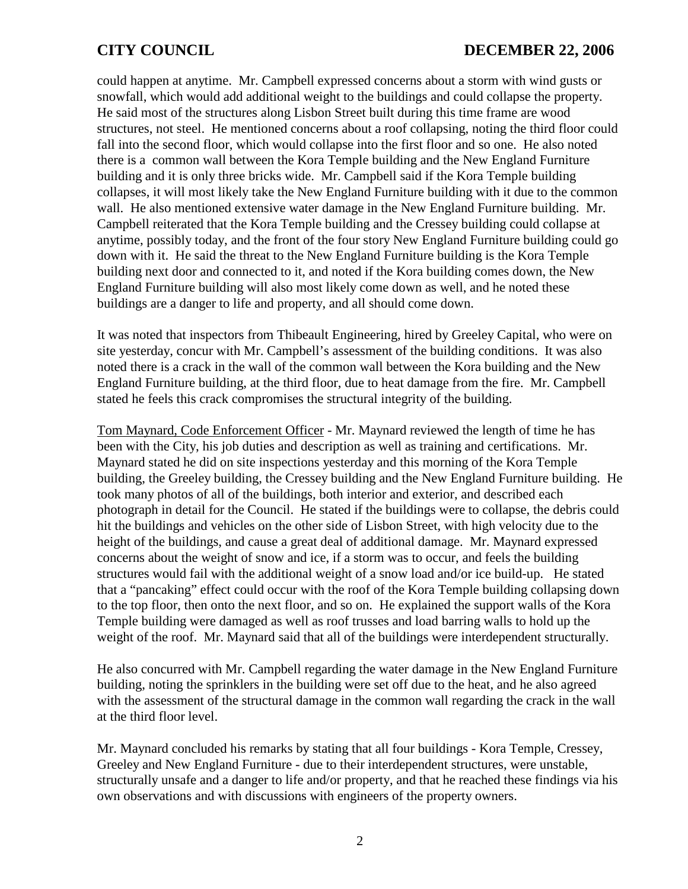could happen at anytime. Mr. Campbell expressed concerns about a storm with wind gusts or snowfall, which would add additional weight to the buildings and could collapse the property. He said most of the structures along Lisbon Street built during this time frame are wood structures, not steel. He mentioned concerns about a roof collapsing, noting the third floor could fall into the second floor, which would collapse into the first floor and so one. He also noted there is a common wall between the Kora Temple building and the New England Furniture building and it is only three bricks wide. Mr. Campbell said if the Kora Temple building collapses, it will most likely take the New England Furniture building with it due to the common wall. He also mentioned extensive water damage in the New England Furniture building. Mr. Campbell reiterated that the Kora Temple building and the Cressey building could collapse at anytime, possibly today, and the front of the four story New England Furniture building could go down with it. He said the threat to the New England Furniture building is the Kora Temple building next door and connected to it, and noted if the Kora building comes down, the New England Furniture building will also most likely come down as well, and he noted these buildings are a danger to life and property, and all should come down.

It was noted that inspectors from Thibeault Engineering, hired by Greeley Capital, who were on site yesterday, concur with Mr. Campbell's assessment of the building conditions. It was also noted there is a crack in the wall of the common wall between the Kora building and the New England Furniture building, at the third floor, due to heat damage from the fire. Mr. Campbell stated he feels this crack compromises the structural integrity of the building.

Tom Maynard, Code Enforcement Officer - Mr. Maynard reviewed the length of time he has been with the City, his job duties and description as well as training and certifications. Mr. Maynard stated he did on site inspections yesterday and this morning of the Kora Temple building, the Greeley building, the Cressey building and the New England Furniture building. He took many photos of all of the buildings, both interior and exterior, and described each photograph in detail for the Council. He stated if the buildings were to collapse, the debris could hit the buildings and vehicles on the other side of Lisbon Street, with high velocity due to the height of the buildings, and cause a great deal of additional damage. Mr. Maynard expressed concerns about the weight of snow and ice, if a storm was to occur, and feels the building structures would fail with the additional weight of a snow load and/or ice build-up. He stated that a "pancaking" effect could occur with the roof of the Kora Temple building collapsing down to the top floor, then onto the next floor, and so on. He explained the support walls of the Kora Temple building were damaged as well as roof trusses and load barring walls to hold up the weight of the roof. Mr. Maynard said that all of the buildings were interdependent structurally.

He also concurred with Mr. Campbell regarding the water damage in the New England Furniture building, noting the sprinklers in the building were set off due to the heat, and he also agreed with the assessment of the structural damage in the common wall regarding the crack in the wall at the third floor level.

Mr. Maynard concluded his remarks by stating that all four buildings - Kora Temple, Cressey, Greeley and New England Furniture - due to their interdependent structures, were unstable, structurally unsafe and a danger to life and/or property, and that he reached these findings via his own observations and with discussions with engineers of the property owners.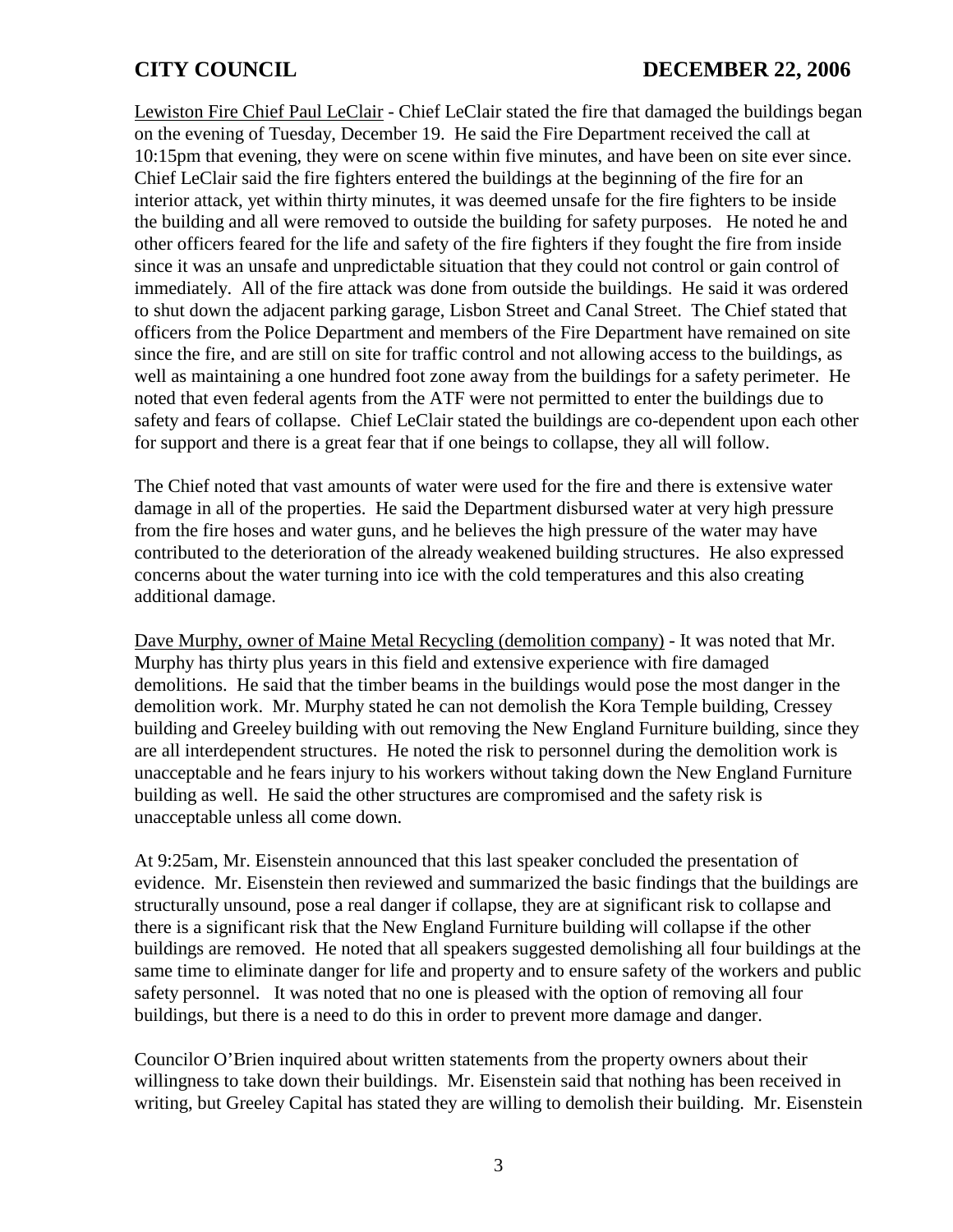Lewiston Fire Chief Paul LeClair - Chief LeClair stated the fire that damaged the buildings began on the evening of Tuesday, December 19. He said the Fire Department received the call at 10:15pm that evening, they were on scene within five minutes, and have been on site ever since. Chief LeClair said the fire fighters entered the buildings at the beginning of the fire for an interior attack, yet within thirty minutes, it was deemed unsafe for the fire fighters to be inside the building and all were removed to outside the building for safety purposes. He noted he and other officers feared for the life and safety of the fire fighters if they fought the fire from inside since it was an unsafe and unpredictable situation that they could not control or gain control of immediately. All of the fire attack was done from outside the buildings. He said it was ordered to shut down the adjacent parking garage, Lisbon Street and Canal Street. The Chief stated that officers from the Police Department and members of the Fire Department have remained on site since the fire, and are still on site for traffic control and not allowing access to the buildings, as well as maintaining a one hundred foot zone away from the buildings for a safety perimeter. He noted that even federal agents from the ATF were not permitted to enter the buildings due to safety and fears of collapse. Chief LeClair stated the buildings are co-dependent upon each other for support and there is a great fear that if one beings to collapse, they all will follow.

The Chief noted that vast amounts of water were used for the fire and there is extensive water damage in all of the properties. He said the Department disbursed water at very high pressure from the fire hoses and water guns, and he believes the high pressure of the water may have contributed to the deterioration of the already weakened building structures. He also expressed concerns about the water turning into ice with the cold temperatures and this also creating additional damage.

Dave Murphy, owner of Maine Metal Recycling (demolition company) - It was noted that Mr. Murphy has thirty plus years in this field and extensive experience with fire damaged demolitions. He said that the timber beams in the buildings would pose the most danger in the demolition work. Mr. Murphy stated he can not demolish the Kora Temple building, Cressey building and Greeley building with out removing the New England Furniture building, since they are all interdependent structures. He noted the risk to personnel during the demolition work is unacceptable and he fears injury to his workers without taking down the New England Furniture building as well. He said the other structures are compromised and the safety risk is unacceptable unless all come down.

At 9:25am, Mr. Eisenstein announced that this last speaker concluded the presentation of evidence. Mr. Eisenstein then reviewed and summarized the basic findings that the buildings are structurally unsound, pose a real danger if collapse, they are at significant risk to collapse and there is a significant risk that the New England Furniture building will collapse if the other buildings are removed. He noted that all speakers suggested demolishing all four buildings at the same time to eliminate danger for life and property and to ensure safety of the workers and public safety personnel. It was noted that no one is pleased with the option of removing all four buildings, but there is a need to do this in order to prevent more damage and danger.

Councilor O'Brien inquired about written statements from the property owners about their willingness to take down their buildings. Mr. Eisenstein said that nothing has been received in writing, but Greeley Capital has stated they are willing to demolish their building. Mr. Eisenstein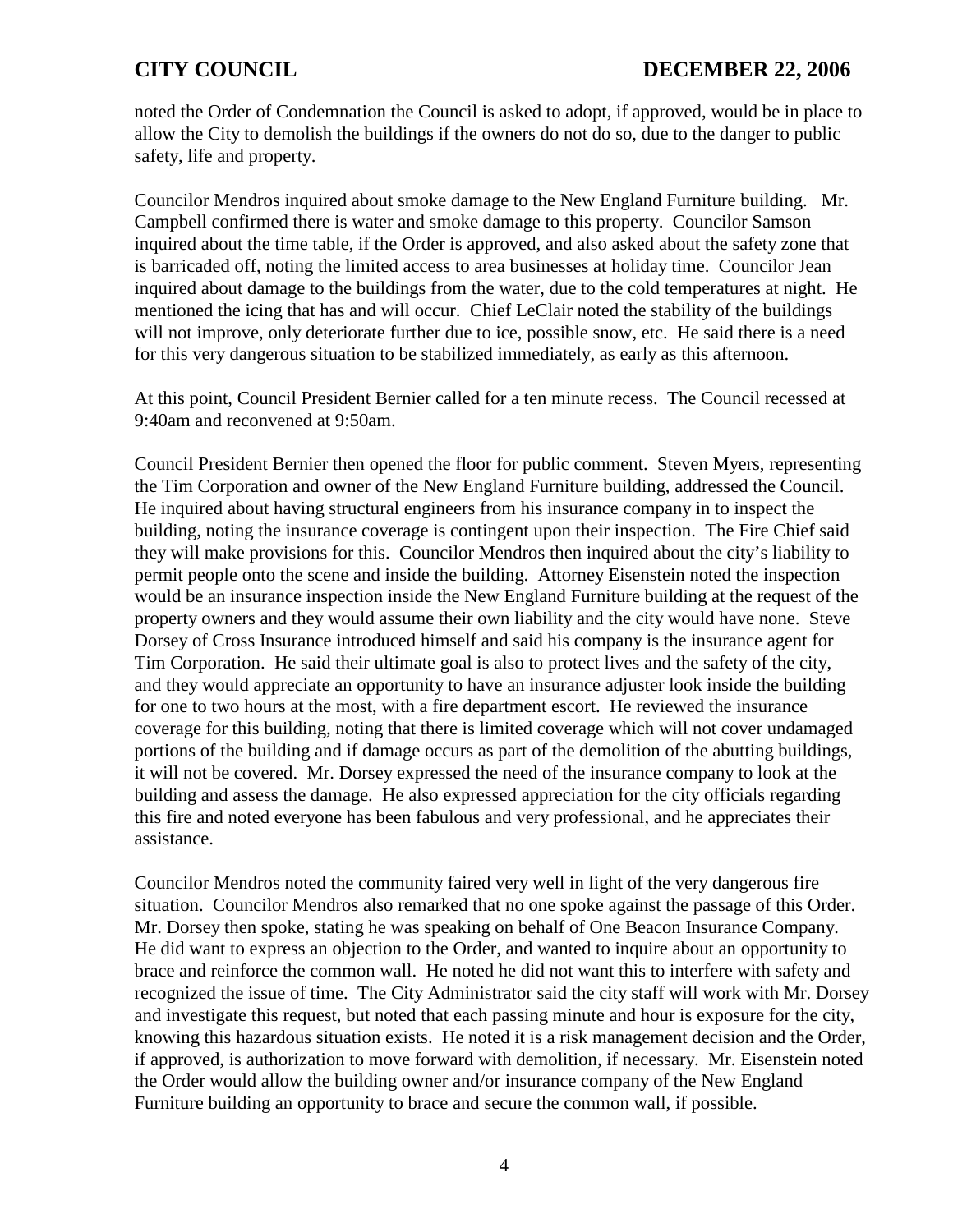noted the Order of Condemnation the Council is asked to adopt, if approved, would be in place to allow the City to demolish the buildings if the owners do not do so, due to the danger to public safety, life and property.

Councilor Mendros inquired about smoke damage to the New England Furniture building. Mr. Campbell confirmed there is water and smoke damage to this property. Councilor Samson inquired about the time table, if the Order is approved, and also asked about the safety zone that is barricaded off, noting the limited access to area businesses at holiday time. Councilor Jean inquired about damage to the buildings from the water, due to the cold temperatures at night. He mentioned the icing that has and will occur. Chief LeClair noted the stability of the buildings will not improve, only deteriorate further due to ice, possible snow, etc. He said there is a need for this very dangerous situation to be stabilized immediately, as early as this afternoon.

At this point, Council President Bernier called for a ten minute recess. The Council recessed at 9:40am and reconvened at 9:50am.

Council President Bernier then opened the floor for public comment. Steven Myers, representing the Tim Corporation and owner of the New England Furniture building, addressed the Council. He inquired about having structural engineers from his insurance company in to inspect the building, noting the insurance coverage is contingent upon their inspection. The Fire Chief said they will make provisions for this. Councilor Mendros then inquired about the city's liability to permit people onto the scene and inside the building. Attorney Eisenstein noted the inspection would be an insurance inspection inside the New England Furniture building at the request of the property owners and they would assume their own liability and the city would have none. Steve Dorsey of Cross Insurance introduced himself and said his company is the insurance agent for Tim Corporation. He said their ultimate goal is also to protect lives and the safety of the city, and they would appreciate an opportunity to have an insurance adjuster look inside the building for one to two hours at the most, with a fire department escort. He reviewed the insurance coverage for this building, noting that there is limited coverage which will not cover undamaged portions of the building and if damage occurs as part of the demolition of the abutting buildings, it will not be covered. Mr. Dorsey expressed the need of the insurance company to look at the building and assess the damage. He also expressed appreciation for the city officials regarding this fire and noted everyone has been fabulous and very professional, and he appreciates their assistance.

Councilor Mendros noted the community faired very well in light of the very dangerous fire situation. Councilor Mendros also remarked that no one spoke against the passage of this Order. Mr. Dorsey then spoke, stating he was speaking on behalf of One Beacon Insurance Company. He did want to express an objection to the Order, and wanted to inquire about an opportunity to brace and reinforce the common wall. He noted he did not want this to interfere with safety and recognized the issue of time. The City Administrator said the city staff will work with Mr. Dorsey and investigate this request, but noted that each passing minute and hour is exposure for the city, knowing this hazardous situation exists. He noted it is a risk management decision and the Order, if approved, is authorization to move forward with demolition, if necessary. Mr. Eisenstein noted the Order would allow the building owner and/or insurance company of the New England Furniture building an opportunity to brace and secure the common wall, if possible.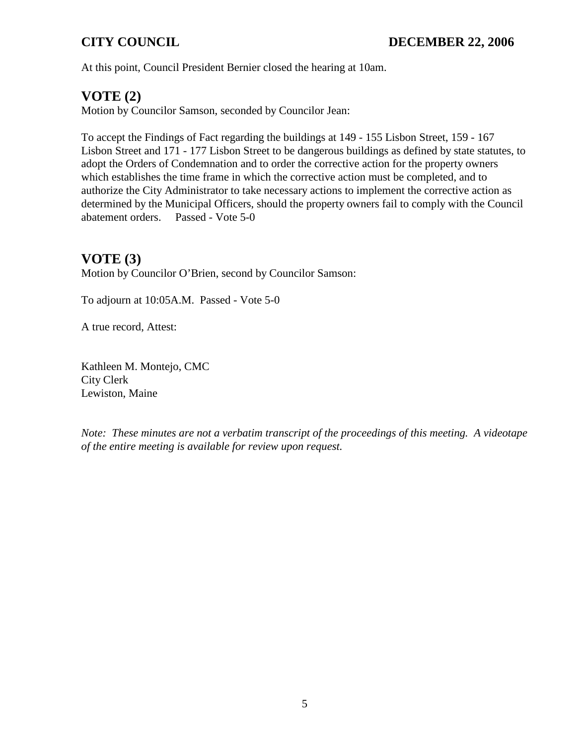At this point, Council President Bernier closed the hearing at 10am.

## VOTE (2)

Motion by Councilor Samson, seconded by Councilor Jean:

To accept the Findings of Fact regarding the buildings at 149 - 155 Lisbon Street, 159 - 167 Lisbon Street and 171 - 177 Lisbon Street to be dangerous buildings as defined by state statutes, to adopt the Orders of Condemnation and to order the corrective action for the property owners which establishes the time frame in which the corrective action must be completed, and to authorize the City Administrator to take necessary actions to implement the corrective action as determined by the Municipal Officers, should the property owners fail to comply with the Council abatement orders. Passed - Vote 5-0

## VOTE (3)

Motion by Councilor O'Brien, second by Councilor Samson:

To adjourn at 10:05A.M. Passed - Vote 5-0

A true record, Attest:

Kathleen M. Montejo, CMC
City Clerk
Lewiston, Maine

*Note: These minutes are not a verbatim transcript of the proceedings of this meeting. A videotape of the entire meeting is available for review upon request.*